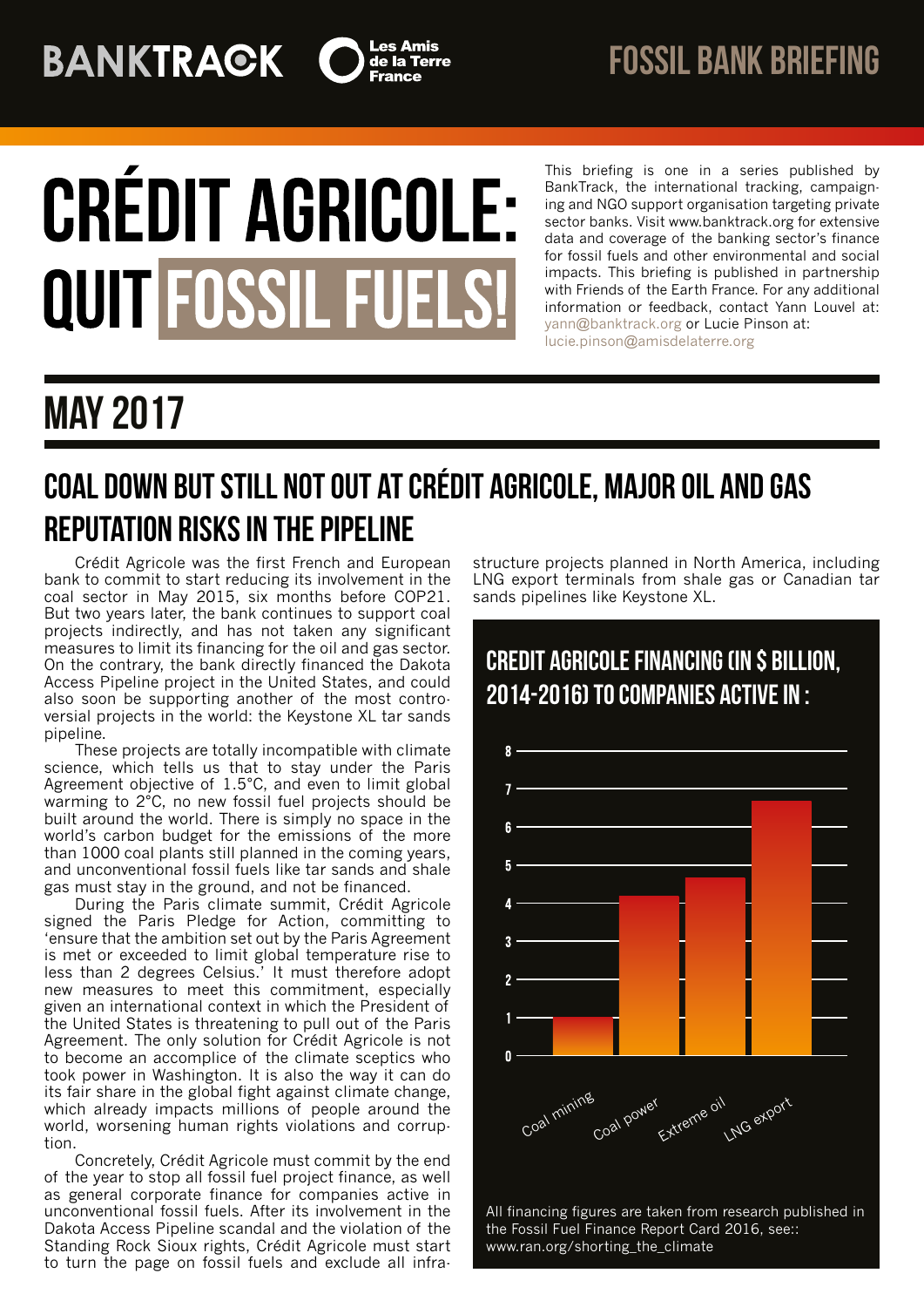BANKTRACK | Les Amis de la Terre France

FOSSIL BANK BRIEFING

# CRÉDIT AGRICOLE: QUIT FOSSIL FUELS!

This briefing is one in a series published by BankTrack, the international tracking, campaigning and NGO support organisation targeting private sector banks. Visit www.banktrack.org for extensive data and coverage of the banking sector's finance for fossil fuels and other environmental and social impacts. This briefing is published in partnership with Friends of the Earth France. For any additional information or feedback, contact Yann Louvel at: yann@banktrack.org or Lucie Pinson at: lucie.pinson@amisdelaterre.org

## MAY 2017

## COAL DOWN BUT STILL NOT OUT AT CRÉDIT AGRICOLE, MAJOR OIL AND GAS REPUTATION RISKS IN THE PIPELINE

Crédit Agricole was the first French and European bank to commit to start reducing its involvement in the coal sector in May 2015, six months before COP21. But two years later, the bank continues to support coal projects indirectly, and has not taken any significant measures to limit its financing for the oil and gas sector. On the contrary, the bank directly financed the Dakota Access Pipeline project in the United States, and could also soon be supporting another of the most controversial projects in the world: the Keystone XL tar sands pipeline.

These projects are totally incompatible with climate science, which tells us that to stay under the Paris Agreement objective of 1.5°C, and even to limit global warming to 2°C, no new fossil fuel projects should be built around the world. There is simply no space in the world's carbon budget for the emissions of the more than 1000 coal plants still planned in the coming years, and unconventional fossil fuels like tar sands and shale gas must stay in the ground, and not be financed.

During the Paris climate summit, Crédit Agricole signed the Paris Pledge for Action, committing to 'ensure that the ambition set out by the Paris Agreement is met or exceeded to limit global temperature rise to less than 2 degrees Celsius.' It must therefore adopt new measures to meet this commitment, especially given an international context in which the President of the United States is threatening to pull out of the Paris Agreement. The only solution for Crédit Agricole is not to become an accomplice of the climate sceptics who took power in Washington. It is also the way it can do its fair share in the global fight against climate change, which already impacts millions of people around the world, worsening human rights violations and corruption.

Concretely, Crédit Agricole must commit by the end of the year to stop all fossil fuel project finance, as well as general corporate finance for companies active in unconventional fossil fuels. After its involvement in the Dakota Access Pipeline scandal and the violation of the Standing Rock Sioux rights, Crédit Agricole must start to turn the page on fossil fuels and exclude all infrastructure projects planned in North America, including LNG export terminals from shale gas or Canadian tar sands pipelines like Keystone XL.

### CREDIT AGRICOLE FINANCING (IN $ BILLION, 2014-2016) TO COMPANIES ACTIVE IN :

| Sector | Financing ($ billion, approx.) |
|---|---|
| Coal mining | ~1 |
| Coal power | ~4.2 |
| Extreme oil | ~4.7 |
| LNG export | ~6.7 |

All financing figures are taken from research published in the Fossil Fuel Finance Report Card 2016, see:: www.ran.org/shorting_the_climate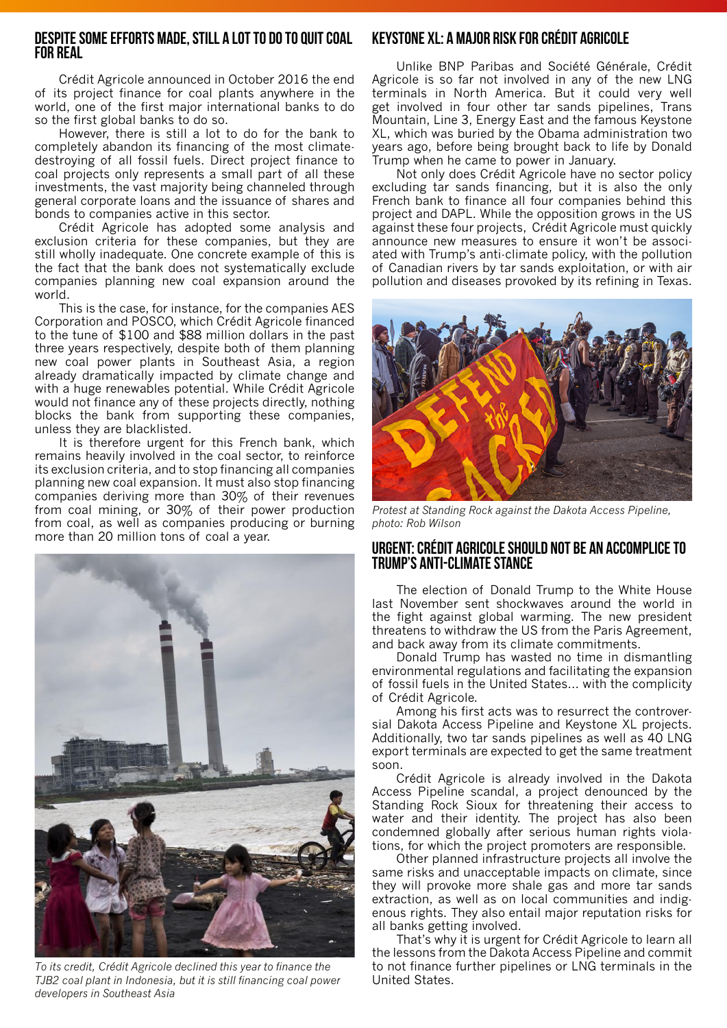## DESPITE SOME EFFORTS MADE, STILL A LOT TO DO TO QUIT COAL FOR REAL

Crédit Agricole announced in October 2016 the end of its project finance for coal plants anywhere in the world, one of the first major international banks to do so the first global banks to do so.

However, there is still a lot to do for the bank to completely abandon its financing of the most climate-destroying of all fossil fuels. Direct project finance to coal projects only represents a small part of all these investments, the vast majority being channeled through general corporate loans and the issuance of shares and bonds to companies active in this sector.

Crédit Agricole has adopted some analysis and exclusion criteria for these companies, but they are still wholly inadequate. One concrete example of this is the fact that the bank does not systematically exclude companies planning new coal expansion around the world.

This is the case, for instance, for the companies AES Corporation and POSCO, which Crédit Agricole financed to the tune of \$100 and \$88 million dollars in the past three years respectively, despite both of them planning new coal power plants in Southeast Asia, a region already dramatically impacted by climate change and with a huge renewables potential. While Crédit Agricole would not finance any of these projects directly, nothing blocks the bank from supporting these companies, unless they are blacklisted.

It is therefore urgent for this French bank, which remains heavily involved in the coal sector, to reinforce its exclusion criteria, and to stop financing all companies planning new coal expansion. It must also stop financing companies deriving more than 30% of their revenues from coal mining, or 30% of their power production from coal, as well as companies producing or burning more than 20 million tons of coal a year.

*To its credit, Crédit Agricole declined this year to finance the TJB2 coal plant in Indonesia, but it is still financing coal power developers in Southeast Asia*

## KEYSTONE XL: A MAJOR RISK FOR CRÉDIT AGRICOLE

Unlike BNP Paribas and Société Générale, Crédit Agricole is so far not involved in any of the new LNG terminals in North America. But it could very well get involved in four other tar sands pipelines, Trans Mountain, Line 3, Energy East and the famous Keystone XL, which was buried by the Obama administration two years ago, before being brought back to life by Donald Trump when he came to power in January.

Not only does Crédit Agricole have no sector policy excluding tar sands financing, but it is also the only French bank to finance all four companies behind this project and DAPL. While the opposition grows in the US against these four projects, Crédit Agricole must quickly announce new measures to ensure it won't be associated with Trump's anti-climate policy, with the pollution of Canadian rivers by tar sands exploitation, or with air pollution and diseases provoked by its refining in Texas.

*Protest at Standing Rock against the Dakota Access Pipeline, photo: Rob Wilson*

## URGENT: CRÉDIT AGRICOLE SHOULD NOT BE AN ACCOMPLICE TO TRUMP'S ANTI-CLIMATE STANCE

The election of Donald Trump to the White House last November sent shockwaves around the world in the fight against global warming. The new president threatens to withdraw the US from the Paris Agreement, and back away from its climate commitments.

Donald Trump has wasted no time in dismantling environmental regulations and facilitating the expansion of fossil fuels in the United States... with the complicity of Crédit Agricole.

Among his first acts was to resurrect the controversial Dakota Access Pipeline and Keystone XL projects. Additionally, two tar sands pipelines as well as 40 LNG export terminals are expected to get the same treatment soon.

Crédit Agricole is already involved in the Dakota Access Pipeline scandal, a project denounced by the Standing Rock Sioux for threatening their access to water and their identity. The project has also been condemned globally after serious human rights violations, for which the project promoters are responsible.

Other planned infrastructure projects all involve the same risks and unacceptable impacts on climate, since they will provoke more shale gas and more tar sands extraction, as well as on local communities and indigenous rights. They also entail major reputation risks for all banks getting involved.

That's why it is urgent for Crédit Agricole to learn all the lessons from the Dakota Access Pipeline and commit to not finance further pipelines or LNG terminals in the United States.